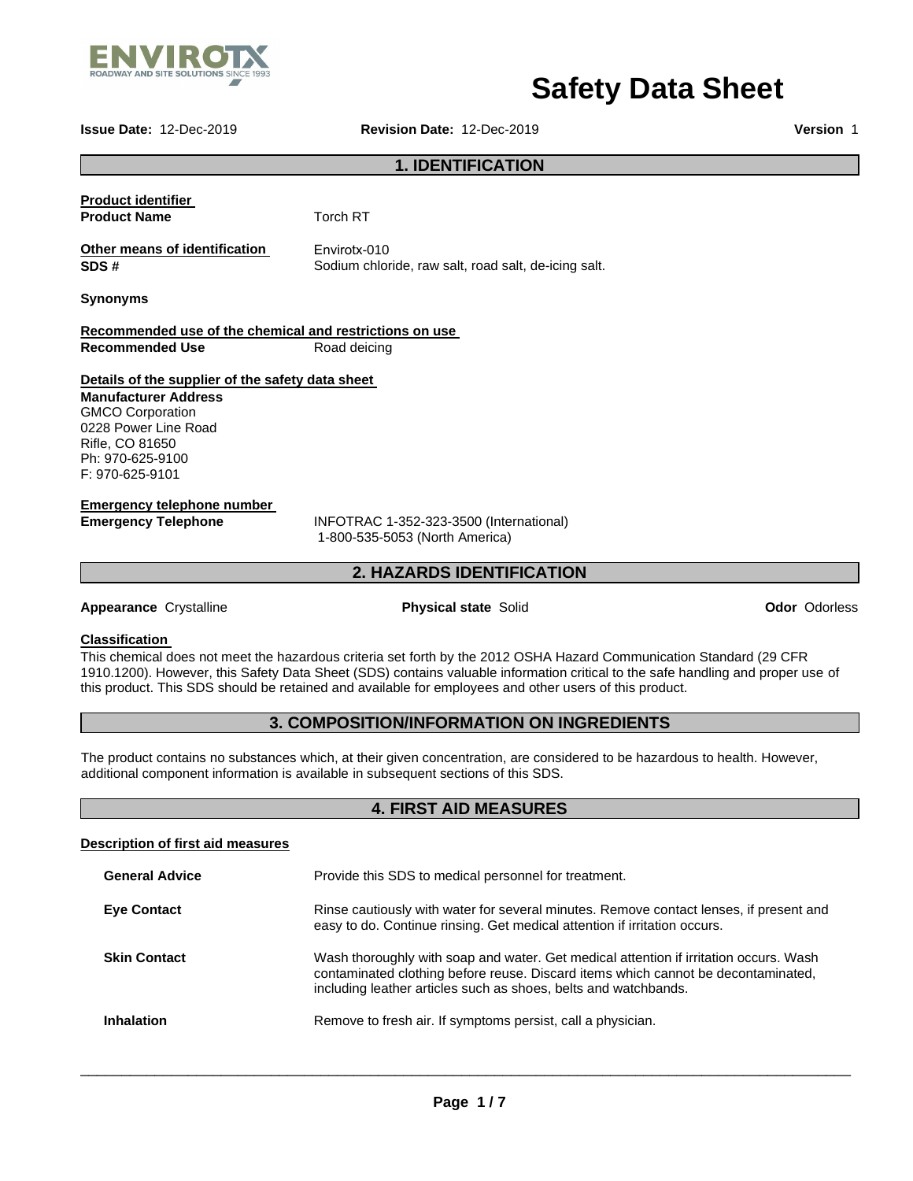ENVIROTX
ROADWAY AND SITE SOLUTIONS SINCE 1993

# Safety Data Sheet

**Issue Date:** 12-Dec-2019 **Revision Date:** 12-Dec-2019 **Version** 1

## 1. IDENTIFICATION

**Product identifier**

**Product Name** Torch RT

**Other means of identification** Envirotx-010

**SDS #** Sodium chloride, raw salt, road salt, de-icing salt.

**Synonyms**

**Recommended use of the chemical and restrictions on use**

**Recommended Use** Road deicing

**Details of the supplier of the safety data sheet**

**Manufacturer Address**
GMCO Corporation
0228 Power Line Road
Rifle, CO 81650
Ph: 970-625-9100
F: 970-625-9101

**Emergency telephone number**

**Emergency Telephone** INFOTRAC 1-352-323-3500 (International)
1-800-535-5053 (North America)

## 2. HAZARDS IDENTIFICATION

**Appearance** Crystalline **Physical state** Solid **Odor** Odorless

**Classification**

This chemical does not meet the hazardous criteria set forth by the 2012 OSHA Hazard Communication Standard (29 CFR 1910.1200). However, this Safety Data Sheet (SDS) contains valuable information critical to the safe handling and proper use of this product. This SDS should be retained and available for employees and other users of this product.

## 3. COMPOSITION/INFORMATION ON INGREDIENTS

The product contains no substances which, at their given concentration, are considered to be hazardous to health. However, additional component information is available in subsequent sections of this SDS.

## 4. FIRST AID MEASURES

**Description of first aid measures**

**General Advice** Provide this SDS to medical personnel for treatment.

**Eye Contact** Rinse cautiously with water for several minutes. Remove contact lenses, if present and easy to do. Continue rinsing. Get medical attention if irritation occurs.

**Skin Contact** Wash thoroughly with soap and water. Get medical attention if irritation occurs. Wash contaminated clothing before reuse. Discard items which cannot be decontaminated, including leather articles such as shoes, belts and watchbands.

**Inhalation** Remove to fresh air. If symptoms persist, call a physician.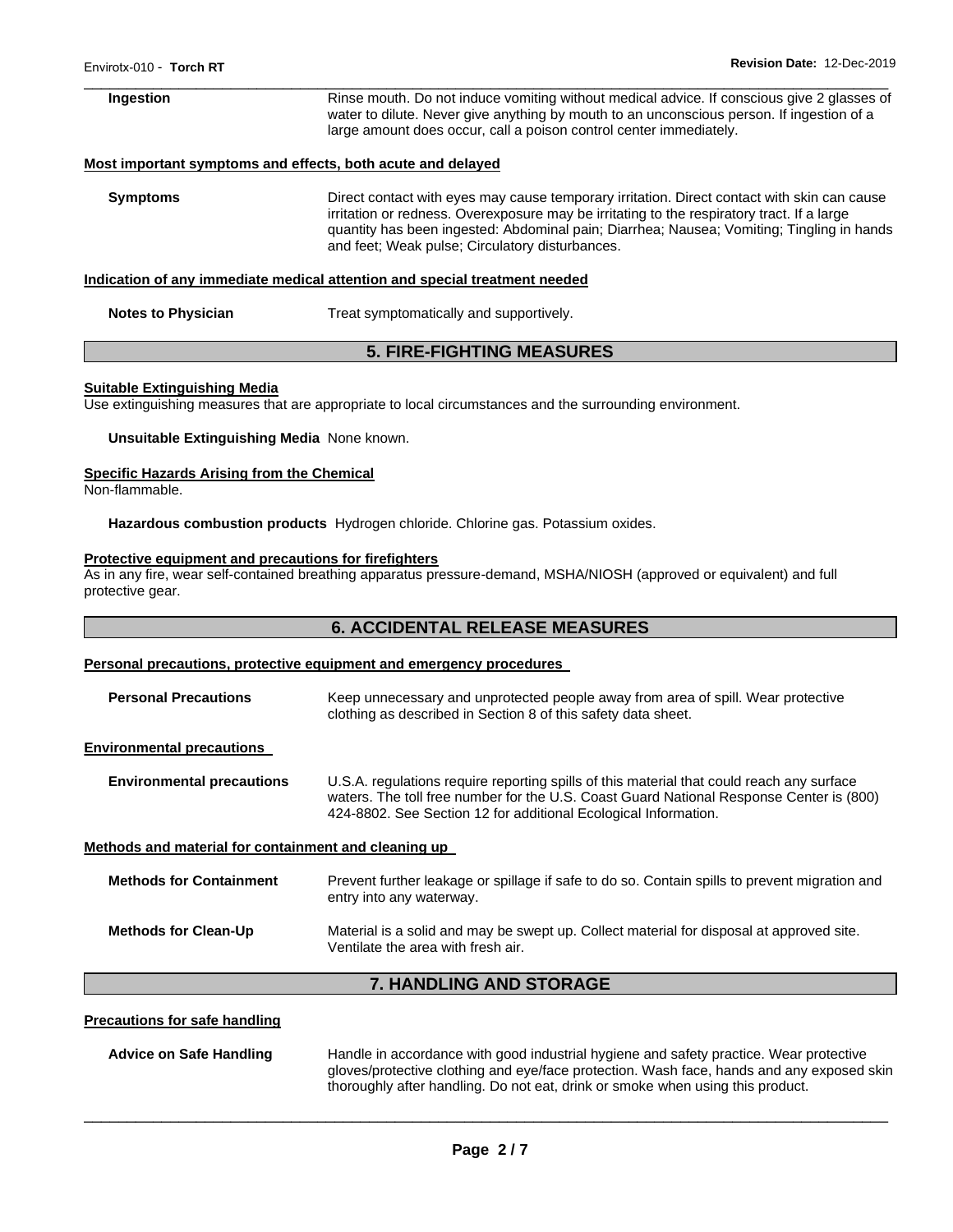**Ingestion** Rinse mouth. Do not induce vomiting without medical advice. If conscious give 2 glasses of water to dilute. Never give anything by mouth to an unconscious person. If ingestion of a large amount does occur, call a poison control center immediately.

**Most important symptoms and effects, both acute and delayed**

**Symptoms** Direct contact with eyes may cause temporary irritation. Direct contact with skin can cause irritation or redness. Overexposure may be irritating to the respiratory tract. If a large quantity has been ingested: Abdominal pain; Diarrhea; Nausea; Vomiting; Tingling in hands and feet; Weak pulse; Circulatory disturbances.

**Indication of any immediate medical attention and special treatment needed**

**Notes to Physician** Treat symptomatically and supportively.

## 5. FIRE-FIGHTING MEASURES

**Suitable Extinguishing Media**

Use extinguishing measures that are appropriate to local circumstances and the surrounding environment.

**Unsuitable Extinguishing Media** None known.

**Specific Hazards Arising from the Chemical**

Non-flammable.

**Hazardous combustion products** Hydrogen chloride. Chlorine gas. Potassium oxides.

**Protective equipment and precautions for firefighters**

As in any fire, wear self-contained breathing apparatus pressure-demand, MSHA/NIOSH (approved or equivalent) and full protective gear.

## 6. ACCIDENTAL RELEASE MEASURES

**Personal precautions, protective equipment and emergency procedures**

**Personal Precautions** Keep unnecessary and unprotected people away from area of spill. Wear protective clothing as described in Section 8 of this safety data sheet.

**Environmental precautions**

**Environmental precautions** U.S.A. regulations require reporting spills of this material that could reach any surface waters. The toll free number for the U.S. Coast Guard National Response Center is (800) 424-8802. See Section 12 for additional Ecological Information.

**Methods and material for containment and cleaning up**

**Methods for Containment** Prevent further leakage or spillage if safe to do so. Contain spills to prevent migration and entry into any waterway.

**Methods for Clean-Up** Material is a solid and may be swept up. Collect material for disposal at approved site. Ventilate the area with fresh air.

## 7. HANDLING AND STORAGE

**Precautions for safe handling**

**Advice on Safe Handling** Handle in accordance with good industrial hygiene and safety practice. Wear protective gloves/protective clothing and eye/face protection. Wash face, hands and any exposed skin thoroughly after handling. Do not eat, drink or smoke when using this product.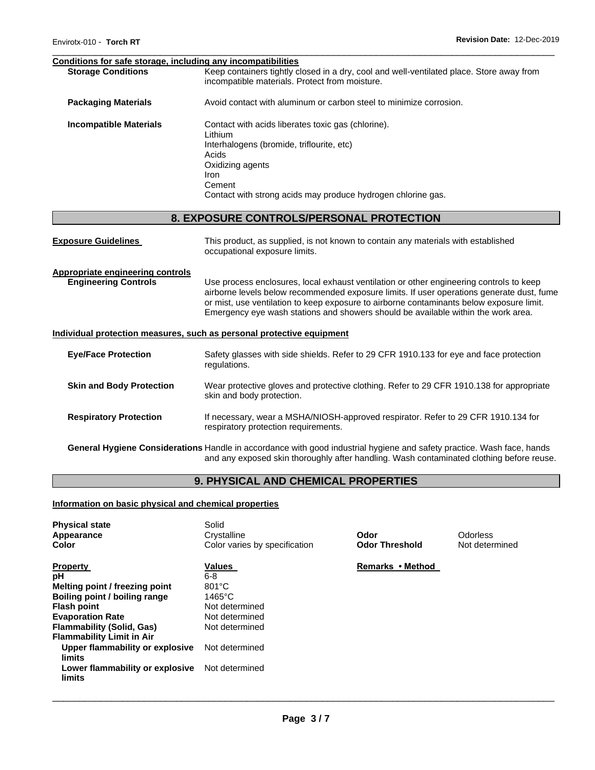**Conditions for safe storage, including any incompatibilities**

**Storage Conditions** Keep containers tightly closed in a dry, cool and well-ventilated place. Store away from incompatible materials. Protect from moisture.

**Packaging Materials** Avoid contact with aluminum or carbon steel to minimize corrosion.

**Incompatible Materials** Contact with acids liberates toxic gas (chlorine).
Lithium
Interhalogens (bromide, triflourite, etc)
Acids
Oxidizing agents
Iron
Cement
Contact with strong acids may produce hydrogen chlorine gas.

## 8. EXPOSURE CONTROLS/PERSONAL PROTECTION

**Exposure Guidelines** This product, as supplied, is not known to contain any materials with established occupational exposure limits.

**Appropriate engineering controls**

**Engineering Controls** Use process enclosures, local exhaust ventilation or other engineering controls to keep airborne levels below recommended exposure limits. If user operations generate dust, fume or mist, use ventilation to keep exposure to airborne contaminants below exposure limit. Emergency eye wash stations and showers should be available within the work area.

**Individual protection measures, such as personal protective equipment**

**Eye/Face Protection** Safety glasses with side shields. Refer to 29 CFR 1910.133 for eye and face protection regulations.

**Skin and Body Protection** Wear protective gloves and protective clothing. Refer to 29 CFR 1910.138 for appropriate skin and body protection.

**Respiratory Protection** If necessary, wear a MSHA/NIOSH-approved respirator. Refer to 29 CFR 1910.134 for respiratory protection requirements.

**General Hygiene Considerations** Handle in accordance with good industrial hygiene and safety practice. Wash face, hands and any exposed skin thoroughly after handling. Wash contaminated clothing before reuse.

## 9. PHYSICAL AND CHEMICAL PROPERTIES

**Information on basic physical and chemical properties**

| | | | |
|---|---|---|---|
| **Physical state** | Solid | | |
| **Appearance** | Crystalline | **Odor** | Odorless |
| **Color** | Color varies by specification | **Odor Threshold** | Not determined |

| **Property** | **Values** | **Remarks • Method** |
|---|---|---|
| **pH** | 6-8 | |
| **Melting point / freezing point** | 801°C | |
| **Boiling point / boiling range** | 1465°C | |
| **Flash point** | Not determined | |
| **Evaporation Rate** | Not determined | |
| **Flammability (Solid, Gas)** | Not determined | |
| **Flammability Limit in Air** | | |
| **Upper flammability or explosive limits** | Not determined | |
| **Lower flammability or explosive limits** | Not determined | |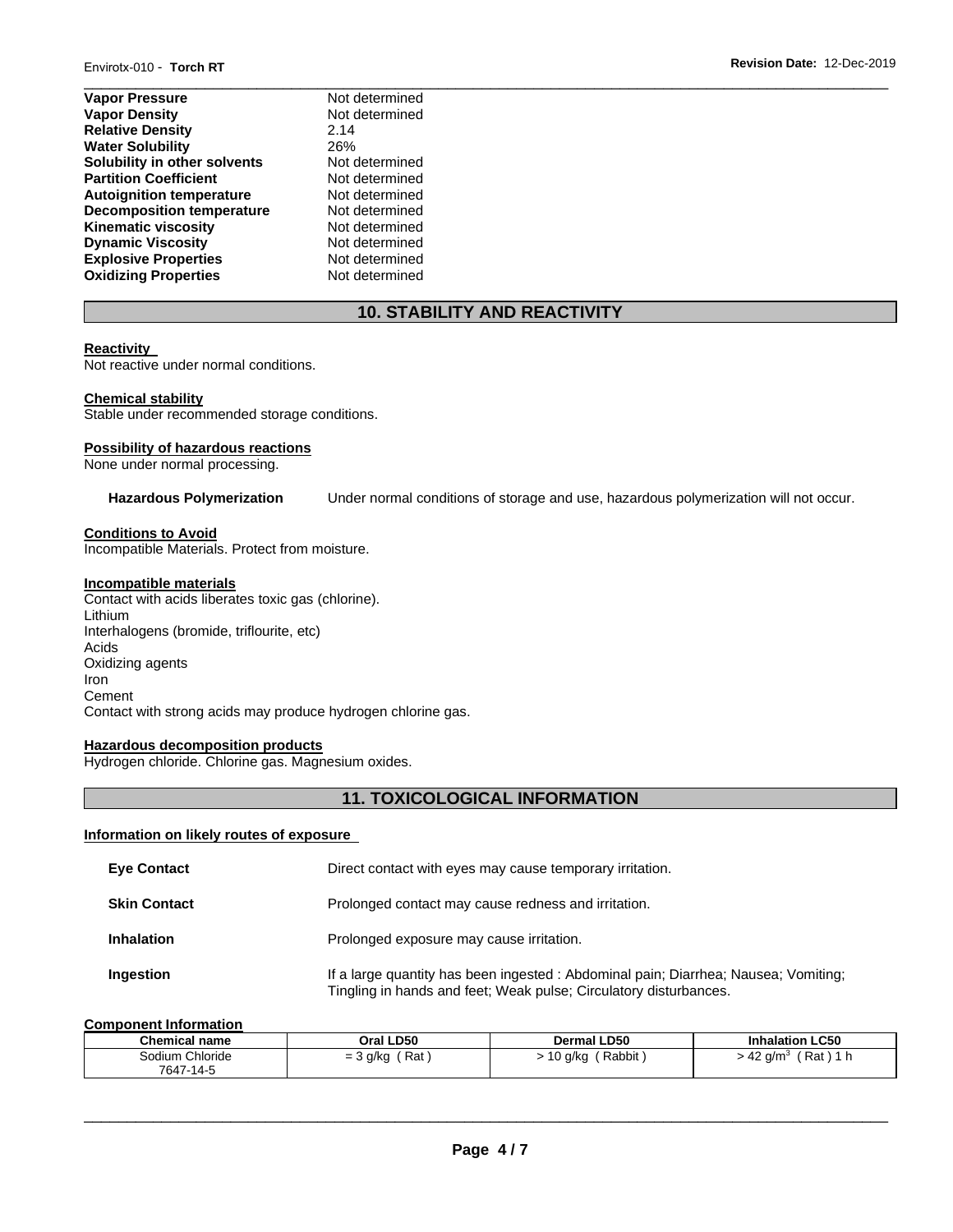| | |
|---|---|
| **Vapor Pressure** | Not determined |
| **Vapor Density** | Not determined |
| **Relative Density** | 2.14 |
| **Water Solubility** | 26% |
| **Solubility in other solvents** | Not determined |
| **Partition Coefficient** | Not determined |
| **Autoignition temperature** | Not determined |
| **Decomposition temperature** | Not determined |
| **Kinematic viscosity** | Not determined |
| **Dynamic Viscosity** | Not determined |
| **Explosive Properties** | Not determined |
| **Oxidizing Properties** | Not determined |

## 10. STABILITY AND REACTIVITY

**Reactivity**

Not reactive under normal conditions.

**Chemical stability**

Stable under recommended storage conditions.

**Possibility of hazardous reactions**

None under normal processing.

**Hazardous Polymerization** Under normal conditions of storage and use, hazardous polymerization will not occur.

**Conditions to Avoid**

Incompatible Materials. Protect from moisture.

**Incompatible materials**

Contact with acids liberates toxic gas (chlorine).
Lithium
Interhalogens (bromide, triflourite, etc)
Acids
Oxidizing agents
Iron
Cement
Contact with strong acids may produce hydrogen chlorine gas.

**Hazardous decomposition products**

Hydrogen chloride. Chlorine gas. Magnesium oxides.

## 11. TOXICOLOGICAL INFORMATION

**Information on likely routes of exposure**

| | |
|---|---|
| **Eye Contact** | Direct contact with eyes may cause temporary irritation. |
| **Skin Contact** | Prolonged contact may cause redness and irritation. |
| **Inhalation** | Prolonged exposure may cause irritation. |
| **Ingestion** | If a large quantity has been ingested : Abdominal pain; Diarrhea; Nausea; Vomiting; Tingling in hands and feet; Weak pulse; Circulatory disturbances. |

**Component Information**

| Chemical name | Oral LD50 | Dermal LD50 | Inhalation LC50 |
|---|---|---|---|
| Sodium Chloride 7647-14-5 | = 3 g/kg ( Rat ) | > 10 g/kg ( Rabbit ) | > 42 g/m$^3$ ( Rat ) 1 h |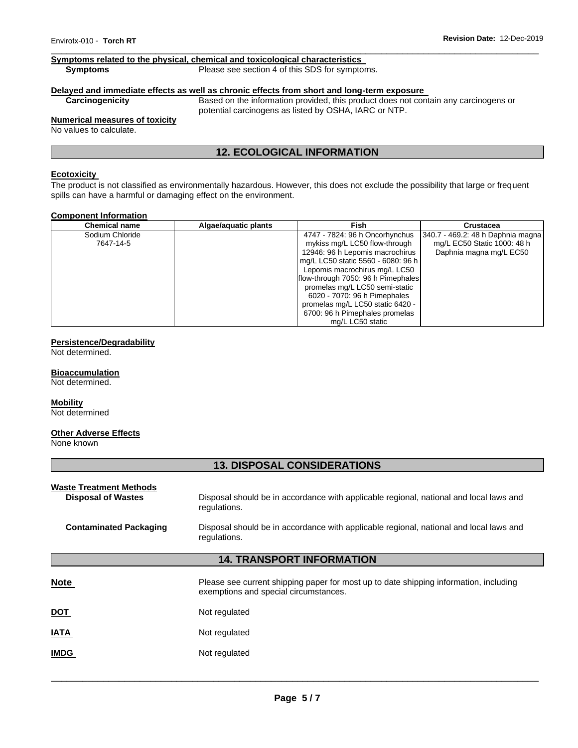**Symptoms related to the physical, chemical and toxicological characteristics**

**Symptoms** Please see section 4 of this SDS for symptoms.

**Delayed and immediate effects as well as chronic effects from short and long-term exposure**

**Carcinogenicity** Based on the information provided, this product does not contain any carcinogens or potential carcinogens as listed by OSHA, IARC or NTP.

**Numerical measures of toxicity**

No values to calculate.

## 12. ECOLOGICAL INFORMATION

**Ecotoxicity**

The product is not classified as environmentally hazardous. However, this does not exclude the possibility that large or frequent spills can have a harmful or damaging effect on the environment.

**Component Information**

| Chemical name | Algae/aquatic plants | Fish | Crustacea |
|---|---|---|---|
| Sodium Chloride 7647-14-5 | | 4747 - 7824: 96 h Oncorhynchus mykiss mg/L LC50 flow-through 12946: 96 h Lepomis macrochirus mg/L LC50 static 5560 - 6080: 96 h Lepomis macrochirus mg/L LC50 flow-through 7050: 96 h Pimephales promelas mg/L LC50 semi-static 6020 - 7070: 96 h Pimephales promelas mg/L LC50 static 6420 - 6700: 96 h Pimephales promelas mg/L LC50 static | 340.7 - 469.2: 48 h Daphnia magna mg/L EC50 Static 1000: 48 h Daphnia magna mg/L EC50 |

**Persistence/Degradability**

Not determined.

**Bioaccumulation**

Not determined.

**Mobility**

Not determined

**Other Adverse Effects**

None known

## 13. DISPOSAL CONSIDERATIONS

**Waste Treatment Methods**

**Disposal of Wastes** Disposal should be in accordance with applicable regional, national and local laws and regulations.

**Contaminated Packaging** Disposal should be in accordance with applicable regional, national and local laws and regulations.

## 14. TRANSPORT INFORMATION

**Note** Please see current shipping paper for most up to date shipping information, including exemptions and special circumstances.

**DOT** Not regulated

**IATA** Not regulated

**IMDG** Not regulated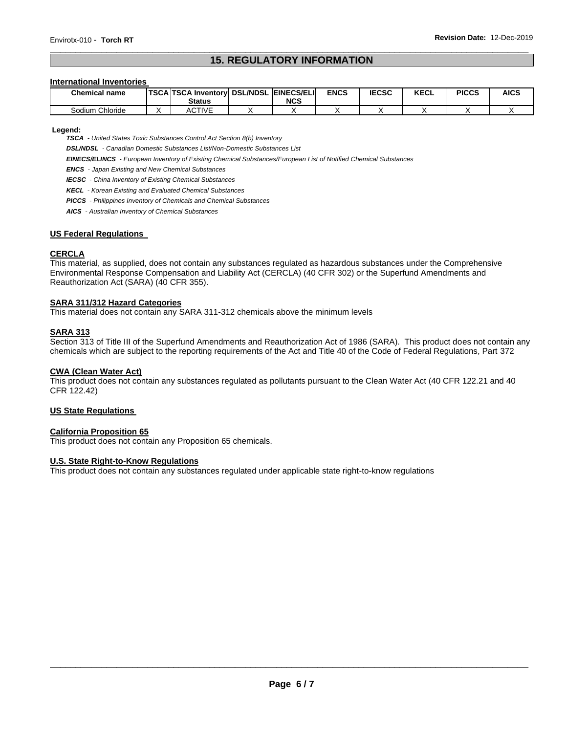## 15. REGULATORY INFORMATION

**International Inventories**

| Chemical name | TSCA | TSCA Inventory Status | DSL/NDSL | EINECS/ELINCS | ENCS | IECSC | KECL | PICCS | AICS |
|---|---|---|---|---|---|---|---|---|---|
| Sodium Chloride | X | ACTIVE | X | X | X | X | X | X | X |

**Legend:**

***TSCA*** *- United States Toxic Substances Control Act Section 8(b) Inventory*

***DSL/NDSL*** *- Canadian Domestic Substances List/Non-Domestic Substances List*

***EINECS/ELINCS*** *- European Inventory of Existing Chemical Substances/European List of Notified Chemical Substances*

***ENCS*** *- Japan Existing and New Chemical Substances*

***IECSC*** *- China Inventory of Existing Chemical Substances*

***KECL*** *- Korean Existing and Evaluated Chemical Substances*

***PICCS*** *- Philippines Inventory of Chemicals and Chemical Substances*

***AICS*** *- Australian Inventory of Chemical Substances*

### US Federal Regulations

**CERCLA**

This material, as supplied, does not contain any substances regulated as hazardous substances under the Comprehensive Environmental Response Compensation and Liability Act (CERCLA) (40 CFR 302) or the Superfund Amendments and Reauthorization Act (SARA) (40 CFR 355).

**SARA 311/312 Hazard Categories**

This material does not contain any SARA 311-312 chemicals above the minimum levels

**SARA 313**

Section 313 of Title III of the Superfund Amendments and Reauthorization Act of 1986 (SARA). This product does not contain any chemicals which are subject to the reporting requirements of the Act and Title 40 of the Code of Federal Regulations, Part 372

**CWA (Clean Water Act)**

This product does not contain any substances regulated as pollutants pursuant to the Clean Water Act (40 CFR 122.21 and 40 CFR 122.42)

### US State Regulations

**California Proposition 65**

This product does not contain any Proposition 65 chemicals.

**U.S. State Right-to-Know Regulations**

This product does not contain any substances regulated under applicable state right-to-know regulations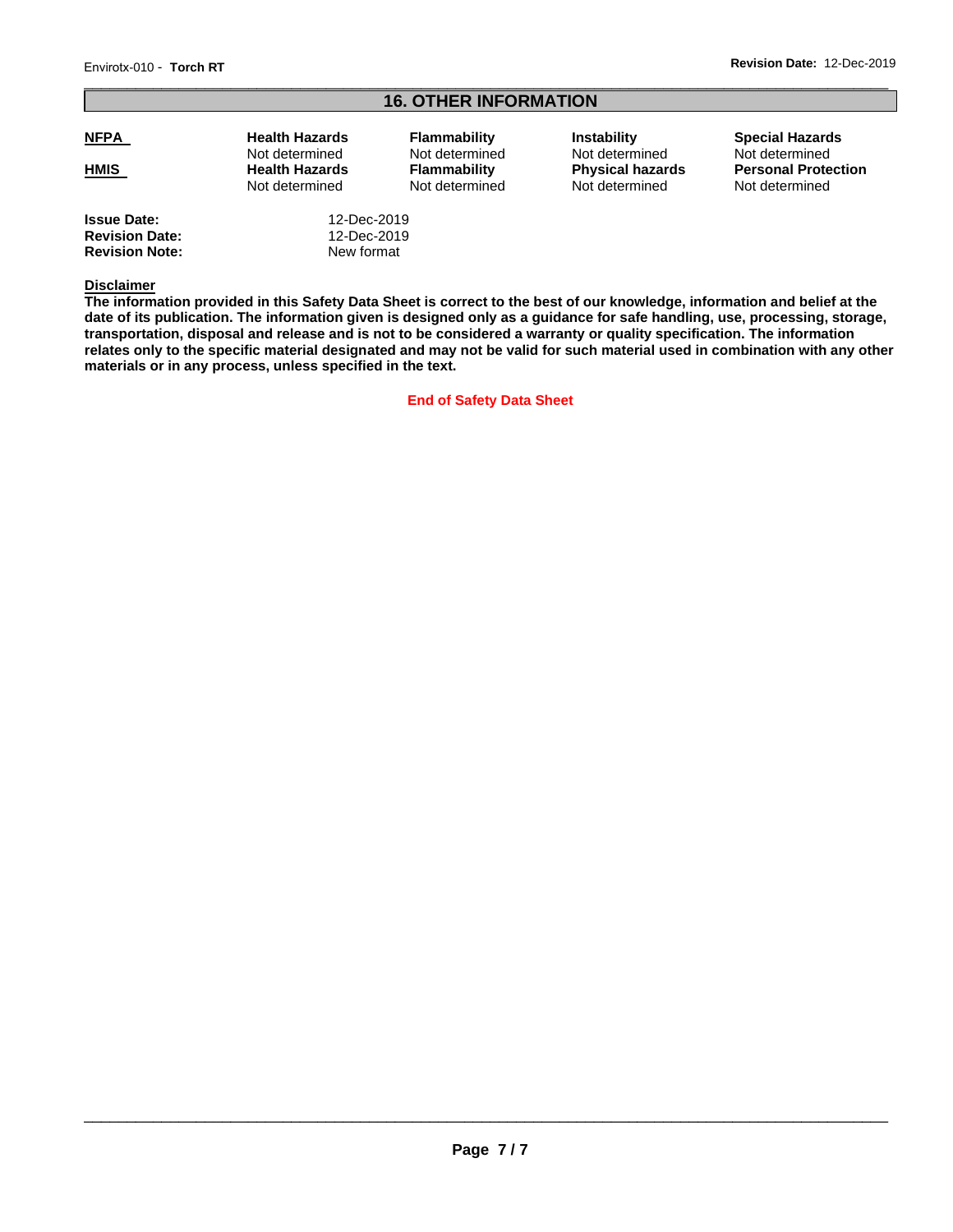## 16. OTHER INFORMATION

| | | | | |
|---|---|---|---|---|
| **NFPA** | **Health Hazards** | **Flammability** | **Instability** | **Special Hazards** |
| | Not determined | Not determined | Not determined | Not determined |
| **HMIS** | **Health Hazards** | **Flammability** | **Physical hazards** | **Personal Protection** |
| | Not determined | Not determined | Not determined | Not determined |

**Issue Date:** 12-Dec-2019
**Revision Date:** 12-Dec-2019
**Revision Note:** New format

**Disclaimer**

**The information provided in this Safety Data Sheet is correct to the best of our knowledge, information and belief at the date of its publication. The information given is designed only as a guidance for safe handling, use, processing, storage, transportation, disposal and release and is not to be considered a warranty or quality specification. The information relates only to the specific material designated and may not be valid for such material used in combination with any other materials or in any process, unless specified in the text.**

**End of Safety Data Sheet**